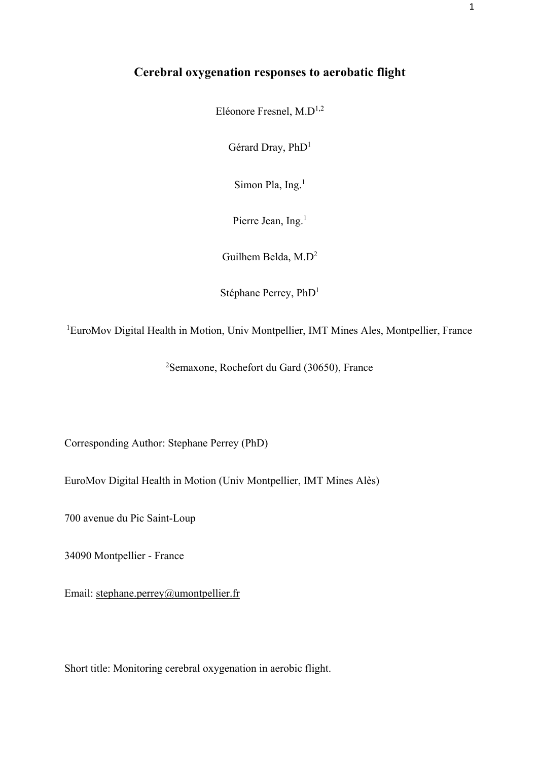# Cerebral oxygenation responses to aerobatic flight

Eléonore Fresnel, M.D[1,2]

Gérard Dray, PhD[1]

Simon Pla, Ing.[1]

Pierre Jean, Ing.[1]

Guilhem Belda, M.D[2]

Stéphane Perrey, PhD[1]

[1]EuroMov Digital Health in Motion, Univ Montpellier, IMT Mines Ales, Montpellier, France

[2]Semaxone, Rochefort du Gard (30650), France

Corresponding Author: Stephane Perrey (PhD)

EuroMov Digital Health in Motion (Univ Montpellier, IMT Mines Alès)

700 avenue du Pic Saint-Loup

34090 Montpellier - France

Email: stephane.perrey@umontpellier.fr

Short title: Monitoring cerebral oxygenation in aerobic flight.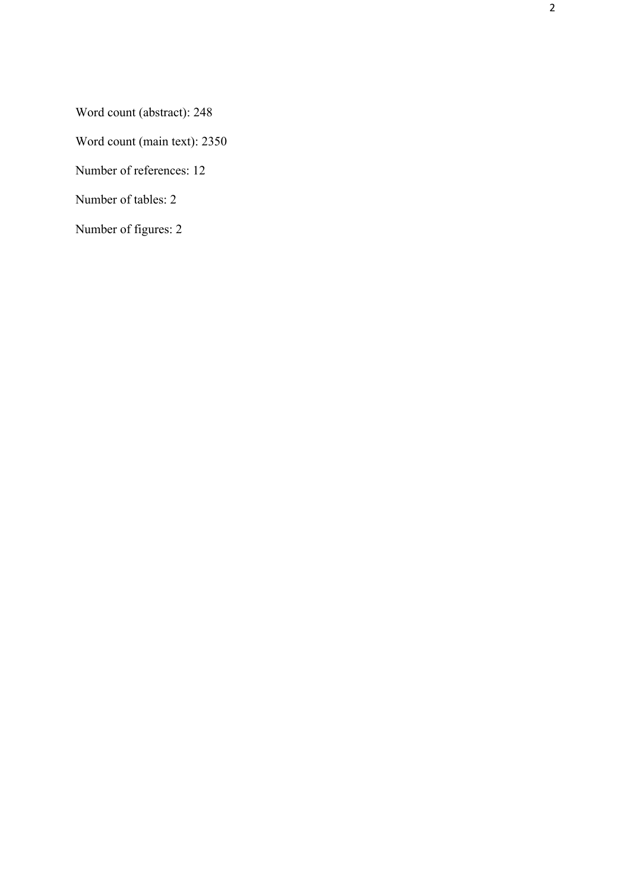Word count (abstract): 248

Word count (main text): 2350

Number of references: 12

Number of tables: 2

Number of figures: 2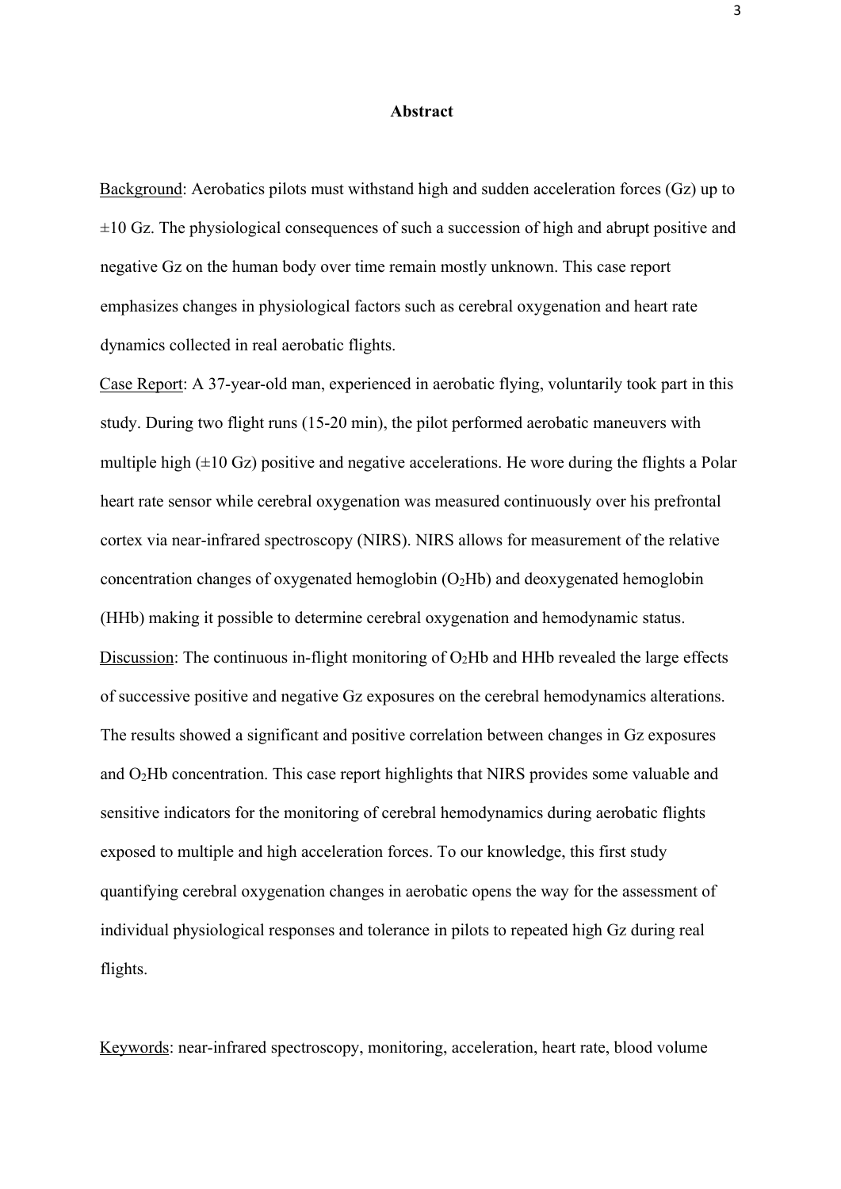## Abstract

<u>Background</u>: Aerobatics pilots must withstand high and sudden acceleration forces (Gz) up to ±10 Gz. The physiological consequences of such a succession of high and abrupt positive and negative Gz on the human body over time remain mostly unknown. This case report emphasizes changes in physiological factors such as cerebral oxygenation and heart rate dynamics collected in real aerobatic flights.

<u>Case Report</u>: A 37-year-old man, experienced in aerobatic flying, voluntarily took part in this study. During two flight runs (15-20 min), the pilot performed aerobatic maneuvers with multiple high (±10 Gz) positive and negative accelerations. He wore during the flights a Polar heart rate sensor while cerebral oxygenation was measured continuously over his prefrontal cortex via near-infrared spectroscopy (NIRS). NIRS allows for measurement of the relative concentration changes of oxygenated hemoglobin ($O_2Hb$) and deoxygenated hemoglobin (HHb) making it possible to determine cerebral oxygenation and hemodynamic status.

<u>Discussion</u>: The continuous in-flight monitoring of $O_2Hb$ and HHb revealed the large effects of successive positive and negative Gz exposures on the cerebral hemodynamics alterations. The results showed a significant and positive correlation between changes in Gz exposures and $O_2Hb$ concentration. This case report highlights that NIRS provides some valuable and sensitive indicators for the monitoring of cerebral hemodynamics during aerobatic flights exposed to multiple and high acceleration forces. To our knowledge, this first study quantifying cerebral oxygenation changes in aerobatic opens the way for the assessment of individual physiological responses and tolerance in pilots to repeated high Gz during real flights.

<u>Keywords</u>: near-infrared spectroscopy, monitoring, acceleration, heart rate, blood volume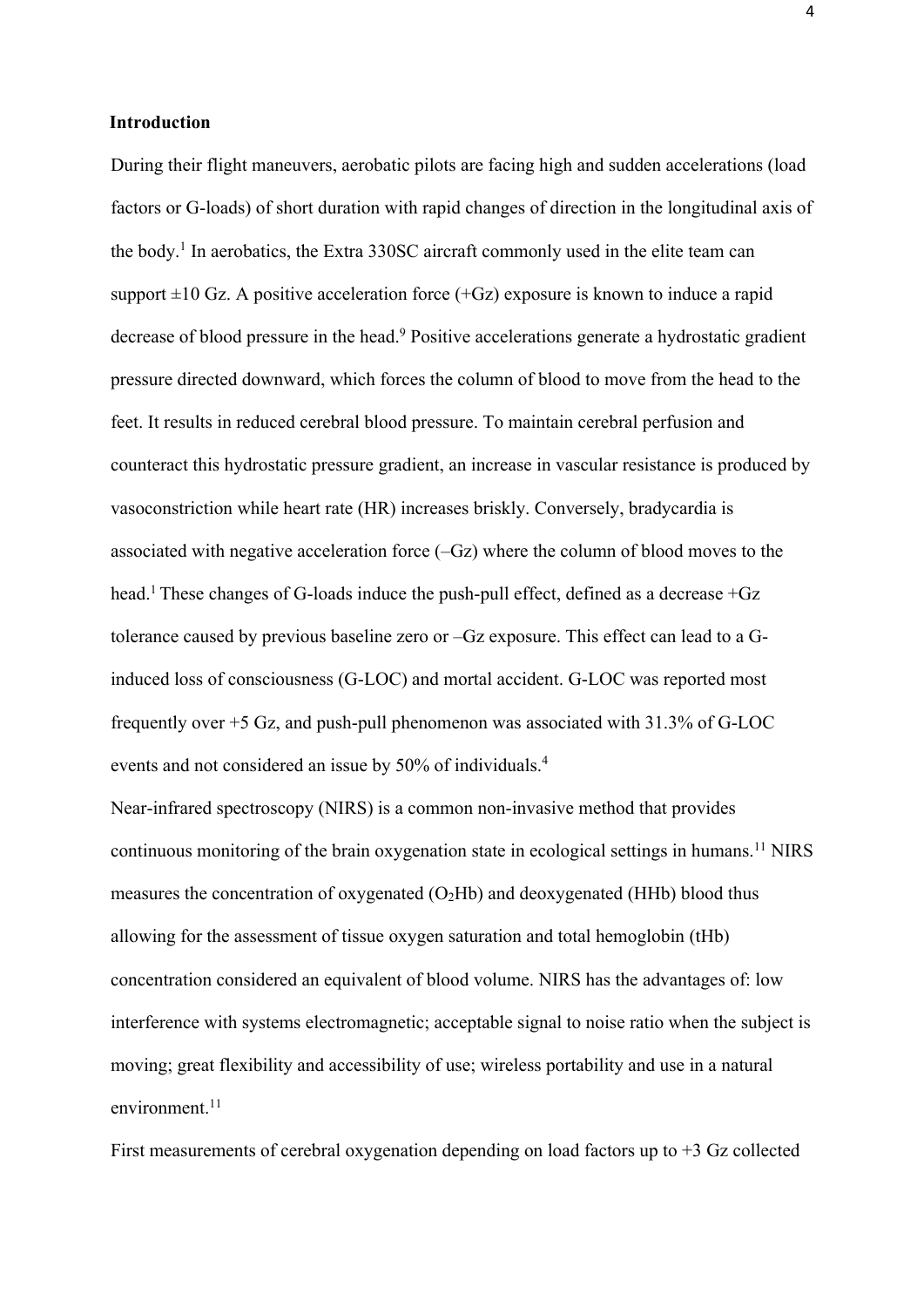## Introduction

During their flight maneuvers, aerobatic pilots are facing high and sudden accelerations (load factors or G-loads) of short duration with rapid changes of direction in the longitudinal axis of the body.[1] In aerobatics, the Extra 330SC aircraft commonly used in the elite team can support ±10 Gz. A positive acceleration force (+Gz) exposure is known to induce a rapid decrease of blood pressure in the head.[9] Positive accelerations generate a hydrostatic gradient pressure directed downward, which forces the column of blood to move from the head to the feet. It results in reduced cerebral blood pressure. To maintain cerebral perfusion and counteract this hydrostatic pressure gradient, an increase in vascular resistance is produced by vasoconstriction while heart rate (HR) increases briskly. Conversely, bradycardia is associated with negative acceleration force (–Gz) where the column of blood moves to the head.[1] These changes of G-loads induce the push-pull effect, defined as a decrease +Gz tolerance caused by previous baseline zero or –Gz exposure. This effect can lead to a G-induced loss of consciousness (G-LOC) and mortal accident. G-LOC was reported most frequently over +5 Gz, and push-pull phenomenon was associated with 31.3% of G-LOC events and not considered an issue by 50% of individuals.[4]

Near-infrared spectroscopy (NIRS) is a common non-invasive method that provides continuous monitoring of the brain oxygenation state in ecological settings in humans.[11] NIRS measures the concentration of oxygenated ($O_2Hb$) and deoxygenated (HHb) blood thus allowing for the assessment of tissue oxygen saturation and total hemoglobin (tHb) concentration considered an equivalent of blood volume. NIRS has the advantages of: low interference with systems electromagnetic; acceptable signal to noise ratio when the subject is moving; great flexibility and accessibility of use; wireless portability and use in a natural environment.[11]

First measurements of cerebral oxygenation depending on load factors up to +3 Gz collected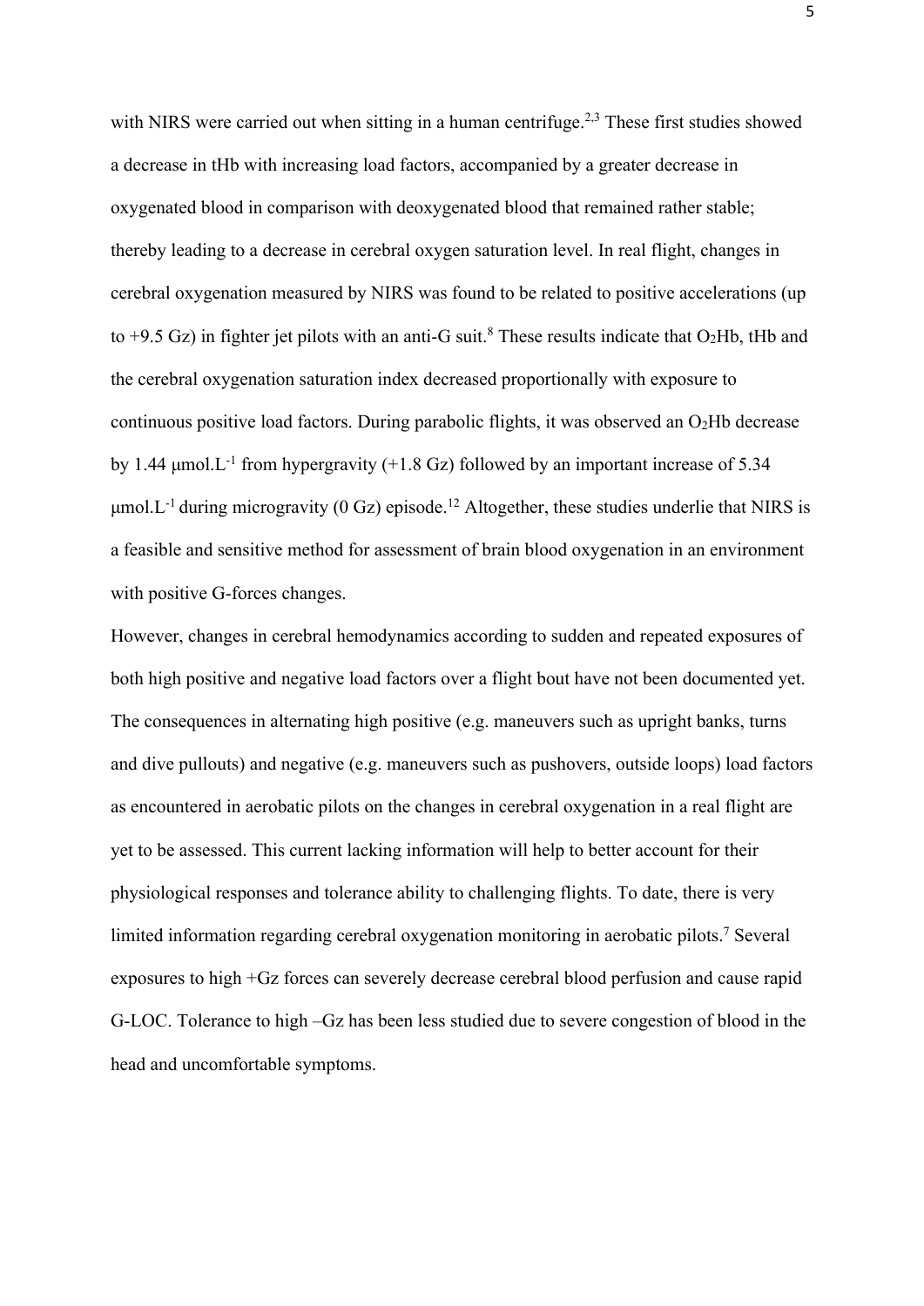with NIRS were carried out when sitting in a human centrifuge.[2,3] These first studies showed a decrease in tHb with increasing load factors, accompanied by a greater decrease in oxygenated blood in comparison with deoxygenated blood that remained rather stable; thereby leading to a decrease in cerebral oxygen saturation level. In real flight, changes in cerebral oxygenation measured by NIRS was found to be related to positive accelerations (up to +9.5 Gz) in fighter jet pilots with an anti-G suit.[8] These results indicate that $O_2Hb$, tHb and the cerebral oxygenation saturation index decreased proportionally with exposure to continuous positive load factors. During parabolic flights, it was observed an $O_2Hb$ decrease by 1.44 $\mu mol.L^{-1}$ from hypergravity (+1.8 Gz) followed by an important increase of 5.34 $\mu mol.L^{-1}$ during microgravity (0 Gz) episode.[12] Altogether, these studies underlie that NIRS is a feasible and sensitive method for assessment of brain blood oxygenation in an environment with positive G-forces changes.

However, changes in cerebral hemodynamics according to sudden and repeated exposures of both high positive and negative load factors over a flight bout have not been documented yet. The consequences in alternating high positive (e.g. maneuvers such as upright banks, turns and dive pullouts) and negative (e.g. maneuvers such as pushovers, outside loops) load factors as encountered in aerobatic pilots on the changes in cerebral oxygenation in a real flight are yet to be assessed. This current lacking information will help to better account for their physiological responses and tolerance ability to challenging flights. To date, there is very limited information regarding cerebral oxygenation monitoring in aerobatic pilots.[7] Several exposures to high +Gz forces can severely decrease cerebral blood perfusion and cause rapid G-LOC. Tolerance to high –Gz has been less studied due to severe congestion of blood in the head and uncomfortable symptoms.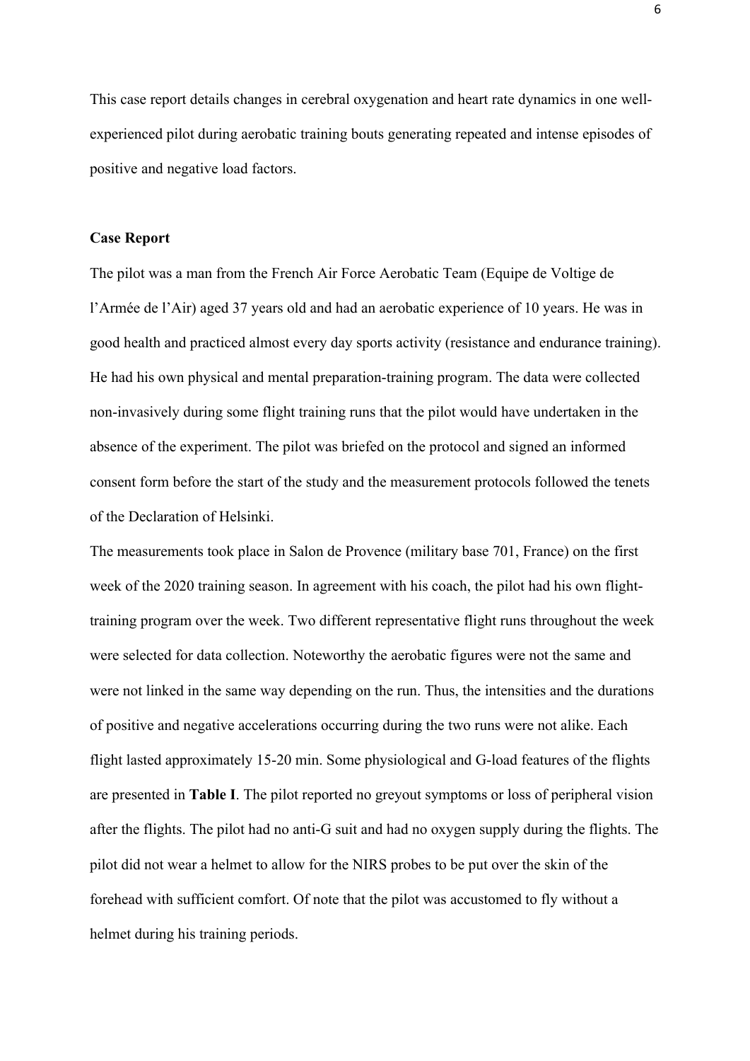This case report details changes in cerebral oxygenation and heart rate dynamics in one well-experienced pilot during aerobatic training bouts generating repeated and intense episodes of positive and negative load factors.

## Case Report

The pilot was a man from the French Air Force Aerobatic Team (Equipe de Voltige de l'Armée de l'Air) aged 37 years old and had an aerobatic experience of 10 years. He was in good health and practiced almost every day sports activity (resistance and endurance training). He had his own physical and mental preparation-training program. The data were collected non-invasively during some flight training runs that the pilot would have undertaken in the absence of the experiment. The pilot was briefed on the protocol and signed an informed consent form before the start of the study and the measurement protocols followed the tenets of the Declaration of Helsinki.

The measurements took place in Salon de Provence (military base 701, France) on the first week of the 2020 training season. In agreement with his coach, the pilot had his own flight-training program over the week. Two different representative flight runs throughout the week were selected for data collection. Noteworthy the aerobatic figures were not the same and were not linked in the same way depending on the run. Thus, the intensities and the durations of positive and negative accelerations occurring during the two runs were not alike. Each flight lasted approximately 15-20 min. Some physiological and G-load features of the flights are presented in **Table I**. The pilot reported no greyout symptoms or loss of peripheral vision after the flights. The pilot had no anti-G suit and had no oxygen supply during the flights. The pilot did not wear a helmet to allow for the NIRS probes to be put over the skin of the forehead with sufficient comfort. Of note that the pilot was accustomed to fly without a helmet during his training periods.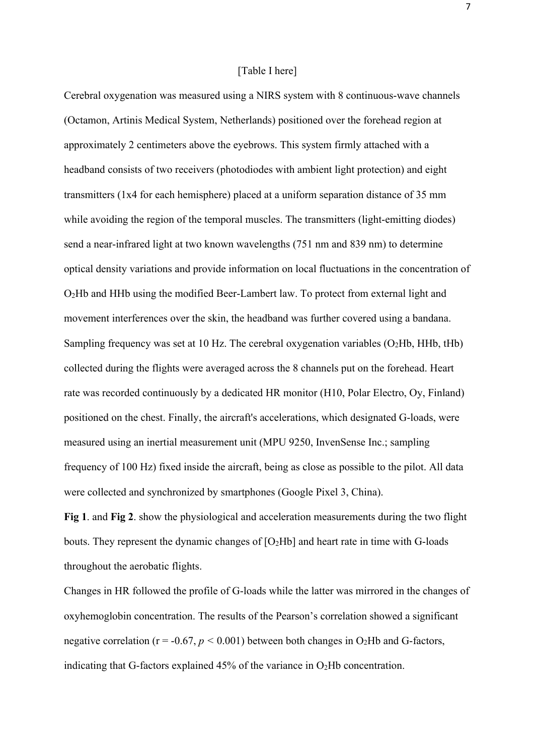[Table I here]

Cerebral oxygenation was measured using a NIRS system with 8 continuous-wave channels (Octamon, Artinis Medical System, Netherlands) positioned over the forehead region at approximately 2 centimeters above the eyebrows. This system firmly attached with a headband consists of two receivers (photodiodes with ambient light protection) and eight transmitters (1x4 for each hemisphere) placed at a uniform separation distance of 35 mm while avoiding the region of the temporal muscles. The transmitters (light-emitting diodes) send a near-infrared light at two known wavelengths (751 nm and 839 nm) to determine optical density variations and provide information on local fluctuations in the concentration of $O_2Hb$ and HHb using the modified Beer-Lambert law. To protect from external light and movement interferences over the skin, the headband was further covered using a bandana. Sampling frequency was set at 10 Hz. The cerebral oxygenation variables ($O_2Hb$, HHb, tHb) collected during the flights were averaged across the 8 channels put on the forehead. Heart rate was recorded continuously by a dedicated HR monitor (H10, Polar Electro, Oy, Finland) positioned on the chest. Finally, the aircraft's accelerations, which designated G-loads, were measured using an inertial measurement unit (MPU 9250, InvenSense Inc.; sampling frequency of 100 Hz) fixed inside the aircraft, being as close as possible to the pilot. All data were collected and synchronized by smartphones (Google Pixel 3, China).

**Fig 1**. and **Fig 2**. show the physiological and acceleration measurements during the two flight bouts. They represent the dynamic changes of [$O_2Hb$] and heart rate in time with G-loads throughout the aerobatic flights.

Changes in HR followed the profile of G-loads while the latter was mirrored in the changes of oxyhemoglobin concentration. The results of the Pearson's correlation showed a significant negative correlation ($r = -0.67$, $p < 0.001$) between both changes in $O_2Hb$ and G-factors, indicating that G-factors explained 45% of the variance in $O_2Hb$ concentration.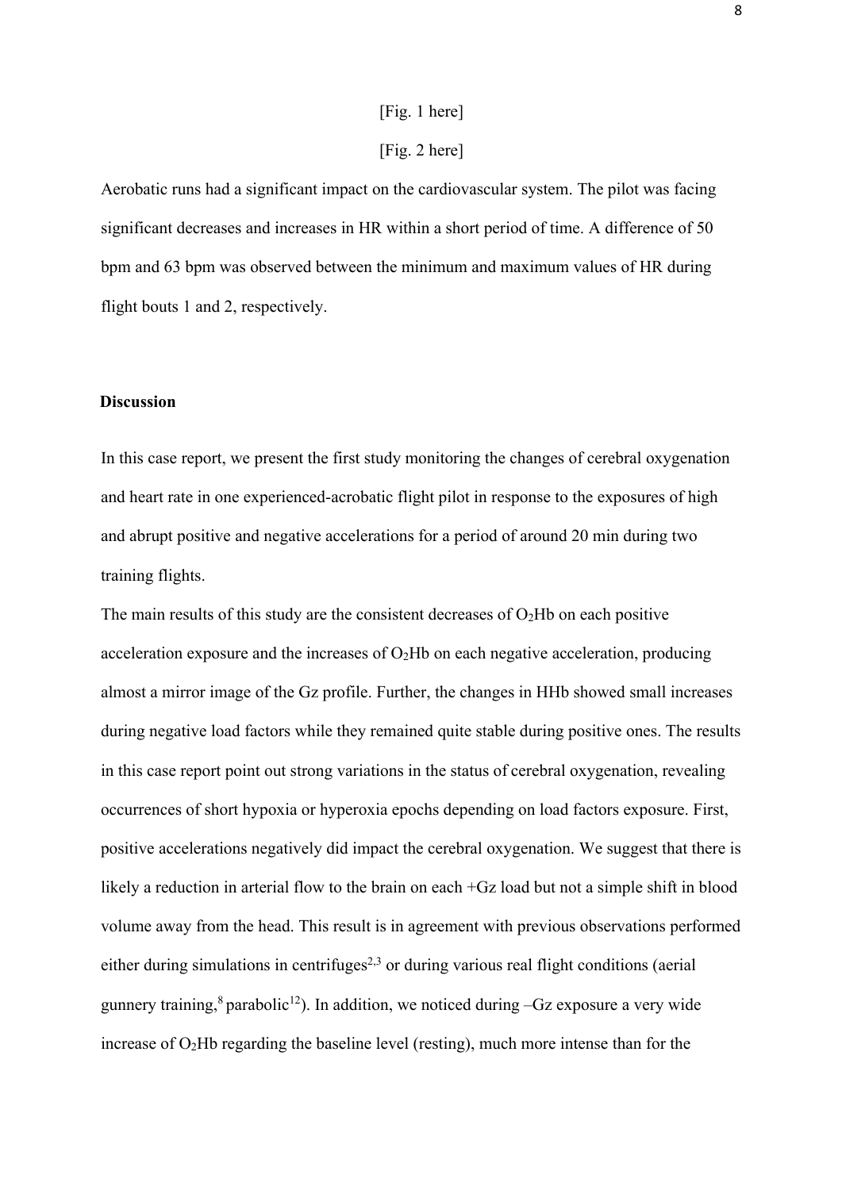[Fig. 1 here]

[Fig. 2 here]

Aerobatic runs had a significant impact on the cardiovascular system. The pilot was facing significant decreases and increases in HR within a short period of time. A difference of 50 bpm and 63 bpm was observed between the minimum and maximum values of HR during flight bouts 1 and 2, respectively.

## Discussion

In this case report, we present the first study monitoring the changes of cerebral oxygenation and heart rate in one experienced-acrobatic flight pilot in response to the exposures of high and abrupt positive and negative accelerations for a period of around 20 min during two training flights.

The main results of this study are the consistent decreases of $O_2Hb$ on each positive acceleration exposure and the increases of $O_2Hb$ on each negative acceleration, producing almost a mirror image of the Gz profile. Further, the changes in HHb showed small increases during negative load factors while they remained quite stable during positive ones. The results in this case report point out strong variations in the status of cerebral oxygenation, revealing occurrences of short hypoxia or hyperoxia epochs depending on load factors exposure. First, positive accelerations negatively did impact the cerebral oxygenation. We suggest that there is likely a reduction in arterial flow to the brain on each +Gz load but not a simple shift in blood volume away from the head. This result is in agreement with previous observations performed either during simulations in centrifuges[2,3] or during various real flight conditions (aerial gunnery training,[8] parabolic[12]). In addition, we noticed during –Gz exposure a very wide increase of $O_2Hb$ regarding the baseline level (resting), much more intense than for the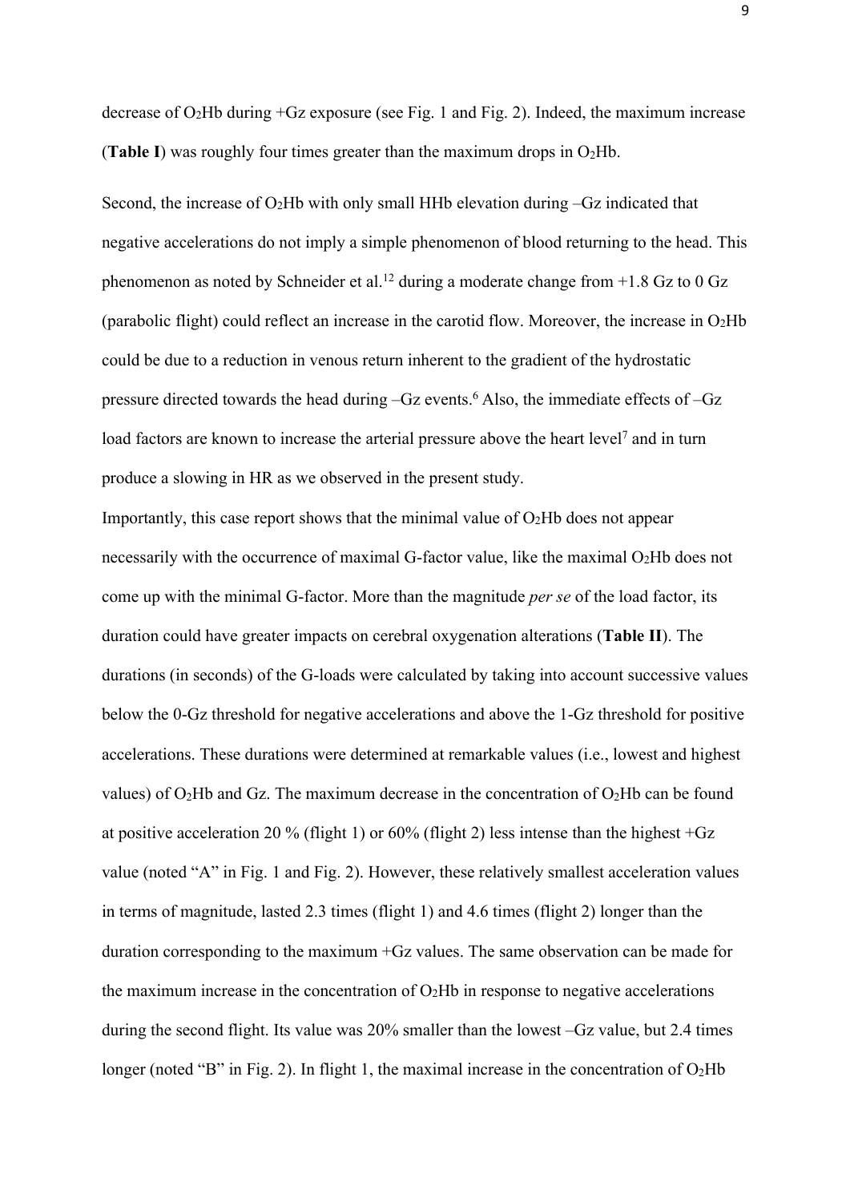decrease of $O_2Hb$ during +Gz exposure (see Fig. 1 and Fig. 2). Indeed, the maximum increase (**Table I**) was roughly four times greater than the maximum drops in $O_2Hb$.

Second, the increase of $O_2Hb$ with only small HHb elevation during –Gz indicated that negative accelerations do not imply a simple phenomenon of blood returning to the head. This phenomenon as noted by Schneider et al.[12] during a moderate change from +1.8 Gz to 0 Gz (parabolic flight) could reflect an increase in the carotid flow. Moreover, the increase in $O_2Hb$ could be due to a reduction in venous return inherent to the gradient of the hydrostatic pressure directed towards the head during –Gz events.[6] Also, the immediate effects of –Gz load factors are known to increase the arterial pressure above the heart level[7] and in turn produce a slowing in HR as we observed in the present study.

Importantly, this case report shows that the minimal value of $O_2Hb$ does not appear necessarily with the occurrence of maximal G-factor value, like the maximal $O_2Hb$ does not come up with the minimal G-factor. More than the magnitude *per se* of the load factor, its duration could have greater impacts on cerebral oxygenation alterations (**Table II**). The durations (in seconds) of the G-loads were calculated by taking into account successive values below the 0-Gz threshold for negative accelerations and above the 1-Gz threshold for positive accelerations. These durations were determined at remarkable values (i.e., lowest and highest values) of $O_2Hb$ and Gz. The maximum decrease in the concentration of $O_2Hb$ can be found at positive acceleration 20 % (flight 1) or 60% (flight 2) less intense than the highest +Gz value (noted "A" in Fig. 1 and Fig. 2). However, these relatively smallest acceleration values in terms of magnitude, lasted 2.3 times (flight 1) and 4.6 times (flight 2) longer than the duration corresponding to the maximum +Gz values. The same observation can be made for the maximum increase in the concentration of $O_2Hb$ in response to negative accelerations during the second flight. Its value was 20% smaller than the lowest –Gz value, but 2.4 times longer (noted "B" in Fig. 2). In flight 1, the maximal increase in the concentration of $O_2Hb$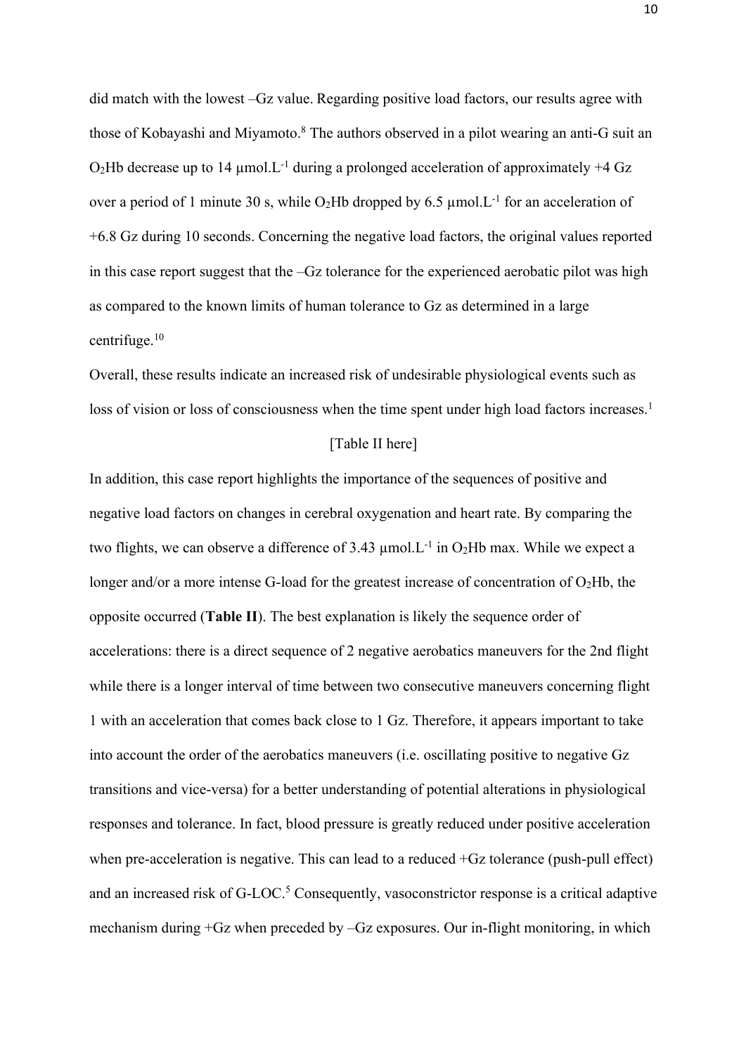did match with the lowest –Gz value. Regarding positive load factors, our results agree with those of Kobayashi and Miyamoto.[8] The authors observed in a pilot wearing an anti-G suit an $O_2Hb$ decrease up to 14 μmol.$L^{-1}$ during a prolonged acceleration of approximately +4 Gz over a period of 1 minute 30 s, while $O_2Hb$ dropped by 6.5 μmol.$L^{-1}$ for an acceleration of +6.8 Gz during 10 seconds. Concerning the negative load factors, the original values reported in this case report suggest that the –Gz tolerance for the experienced aerobatic pilot was high as compared to the known limits of human tolerance to Gz as determined in a large centrifuge.[10]

Overall, these results indicate an increased risk of undesirable physiological events such as loss of vision or loss of consciousness when the time spent under high load factors increases.[1]

[Table II here]

In addition, this case report highlights the importance of the sequences of positive and negative load factors on changes in cerebral oxygenation and heart rate. By comparing the two flights, we can observe a difference of 3.43 μmol.$L^{-1}$ in $O_2Hb$ max. While we expect a longer and/or a more intense G-load for the greatest increase of concentration of $O_2Hb$, the opposite occurred (**Table II**). The best explanation is likely the sequence order of accelerations: there is a direct sequence of 2 negative aerobatics maneuvers for the 2nd flight while there is a longer interval of time between two consecutive maneuvers concerning flight 1 with an acceleration that comes back close to 1 Gz. Therefore, it appears important to take into account the order of the aerobatics maneuvers (i.e. oscillating positive to negative Gz transitions and vice-versa) for a better understanding of potential alterations in physiological responses and tolerance. In fact, blood pressure is greatly reduced under positive acceleration when pre-acceleration is negative. This can lead to a reduced +Gz tolerance (push-pull effect) and an increased risk of G-LOC.[5] Consequently, vasoconstrictor response is a critical adaptive mechanism during +Gz when preceded by –Gz exposures. Our in-flight monitoring, in which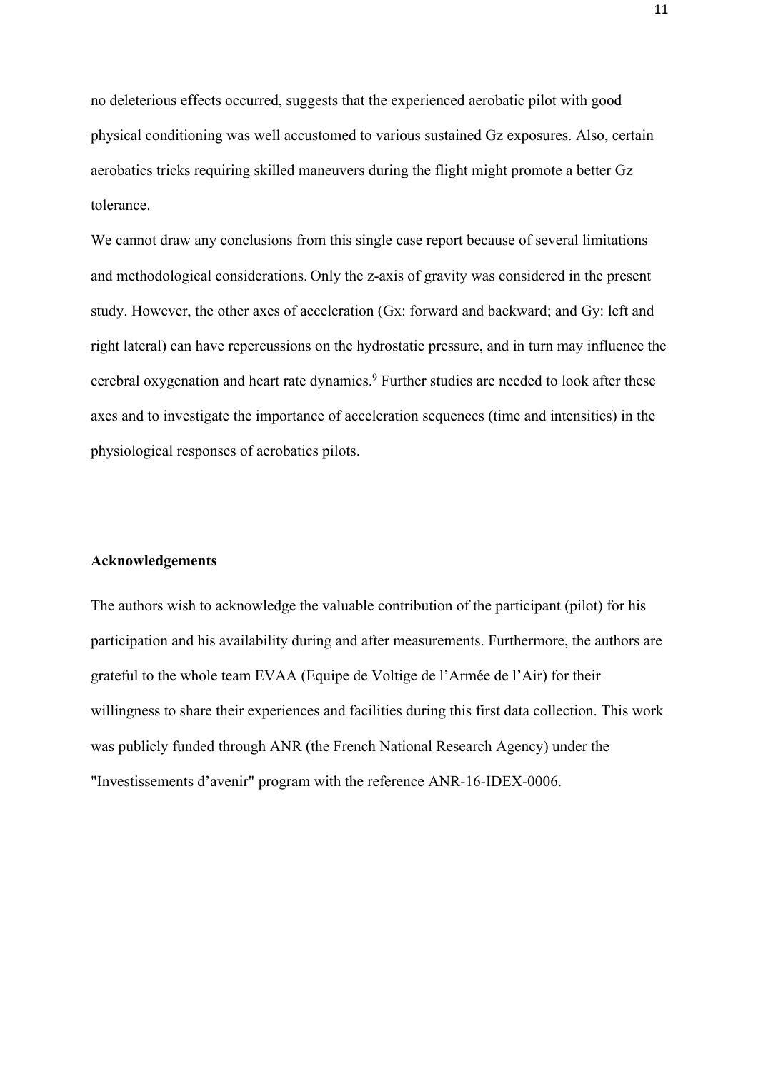no deleterious effects occurred, suggests that the experienced aerobatic pilot with good physical conditioning was well accustomed to various sustained Gz exposures. Also, certain aerobatics tricks requiring skilled maneuvers during the flight might promote a better Gz tolerance.

We cannot draw any conclusions from this single case report because of several limitations and methodological considerations. Only the z-axis of gravity was considered in the present study. However, the other axes of acceleration (Gx: forward and backward; and Gy: left and right lateral) can have repercussions on the hydrostatic pressure, and in turn may influence the cerebral oxygenation and heart rate dynamics.[9] Further studies are needed to look after these axes and to investigate the importance of acceleration sequences (time and intensities) in the physiological responses of aerobatics pilots.

## Acknowledgements

The authors wish to acknowledge the valuable contribution of the participant (pilot) for his participation and his availability during and after measurements. Furthermore, the authors are grateful to the whole team EVAA (Equipe de Voltige de l'Armée de l'Air) for their willingness to share their experiences and facilities during this first data collection. This work was publicly funded through ANR (the French National Research Agency) under the "Investissements d'avenir" program with the reference ANR-16-IDEX-0006.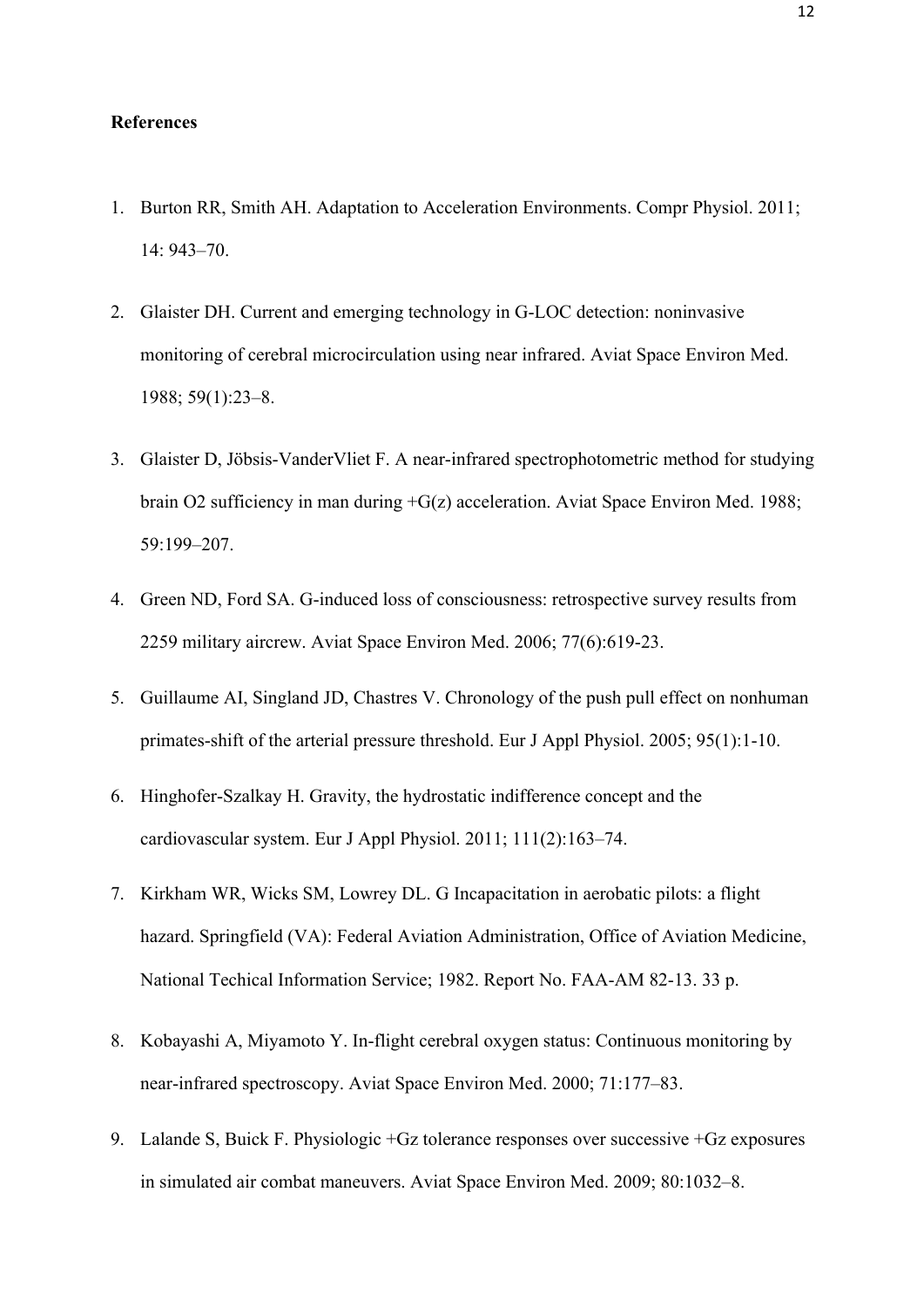**References**

1. Burton RR, Smith AH. Adaptation to Acceleration Environments. Compr Physiol. 2011; 14: 943–70.
2. Glaister DH. Current and emerging technology in G-LOC detection: noninvasive monitoring of cerebral microcirculation using near infrared. Aviat Space Environ Med. 1988; 59(1):23–8.
3. Glaister D, Jöbsis-VanderVliet F. A near-infrared spectrophotometric method for studying brain O2 sufficiency in man during +G(z) acceleration. Aviat Space Environ Med. 1988; 59:199–207.
4. Green ND, Ford SA. G-induced loss of consciousness: retrospective survey results from 2259 military aircrew. Aviat Space Environ Med. 2006; 77(6):619-23.
5. Guillaume AI, Singland JD, Chastres V. Chronology of the push pull effect on nonhuman primates-shift of the arterial pressure threshold. Eur J Appl Physiol. 2005; 95(1):1-10.
6. Hinghofer-Szalkay H. Gravity, the hydrostatic indifference concept and the cardiovascular system. Eur J Appl Physiol. 2011; 111(2):163–74.
7. Kirkham WR, Wicks SM, Lowrey DL. G Incapacitation in aerobatic pilots: a flight hazard. Springfield (VA): Federal Aviation Administration, Office of Aviation Medicine, National Techical Information Service; 1982. Report No. FAA-AM 82-13. 33 p.
8. Kobayashi A, Miyamoto Y. In-flight cerebral oxygen status: Continuous monitoring by near-infrared spectroscopy. Aviat Space Environ Med. 2000; 71:177–83.
9. Lalande S, Buick F. Physiologic +Gz tolerance responses over successive +Gz exposures in simulated air combat maneuvers. Aviat Space Environ Med. 2009; 80:1032–8.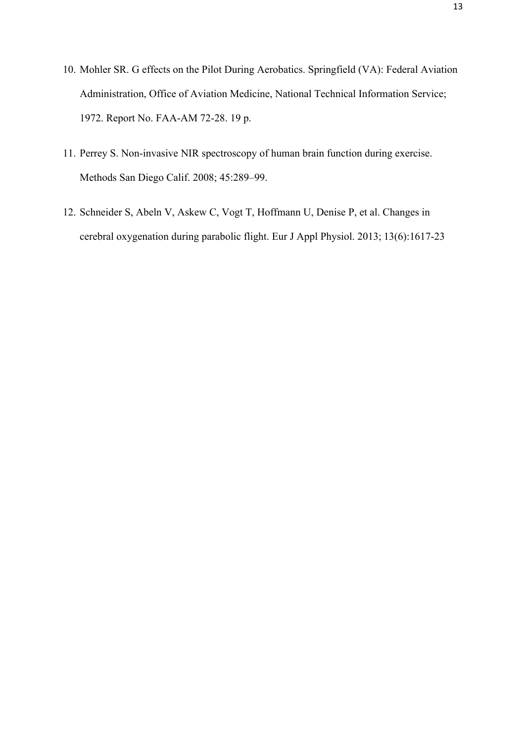10. Mohler SR. G effects on the Pilot During Aerobatics. Springfield (VA): Federal Aviation Administration, Office of Aviation Medicine, National Technical Information Service; 1972. Report No. FAA-AM 72-28. 19 p.
11. Perrey S. Non-invasive NIR spectroscopy of human brain function during exercise. Methods San Diego Calif. 2008; 45:289–99.
12. Schneider S, Abeln V, Askew C, Vogt T, Hoffmann U, Denise P, et al. Changes in cerebral oxygenation during parabolic flight. Eur J Appl Physiol. 2013; 13(6):1617-23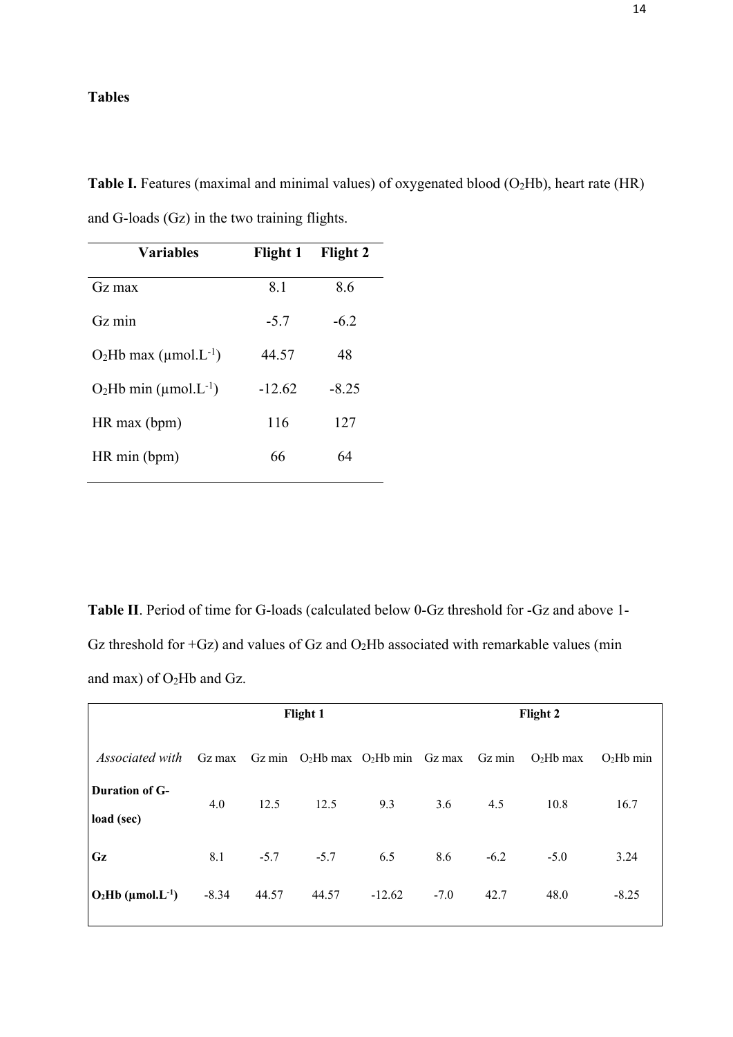**Tables**

**Table I.** Features (maximal and minimal values) of oxygenated blood ($O_2Hb$), heart rate (HR) and G-loads (Gz) in the two training flights.

| Variables | Flight 1 | Flight 2 |
|---|---|---|
| Gz max | 8.1 | 8.6 |
| Gz min | -5.7 | -6.2 |
| $O_2Hb$ max ($\mu mol.L^{-1}$) | 44.57 | 48 |
| $O_2Hb$ min ($\mu mol.L^{-1}$) | -12.62 | -8.25 |
| HR max (bpm) | 116 | 127 |
| HR min (bpm) | 66 | 64 |

**Table II**. Period of time for G-loads (calculated below 0-Gz threshold for -Gz and above 1-Gz threshold for +Gz) and values of Gz and $O_2Hb$ associated with remarkable values (min and max) of $O_2Hb$ and Gz.

| | **Flight 1** | | | | **Flight 2** | | | |
|---|---|---|---|---|---|---|---|---|
| *Associated with* | Gz max | Gz min | $O_2Hb$ max | $O_2Hb$ min | Gz max | Gz min | $O_2Hb$ max | $O_2Hb$ min |
| **Duration of G-load (sec)** | 4.0 | 12.5 | 12.5 | 9.3 | 3.6 | 4.5 | 10.8 | 16.7 |
| **Gz** | 8.1 | -5.7 | -5.7 | 6.5 | 8.6 | -6.2 | -5.0 | 3.24 |
| **$O_2Hb$ ($\mu mol.L^{-1}$)** | -8.34 | 44.57 | 44.57 | -12.62 | -7.0 | 42.7 | 48.0 | -8.25 |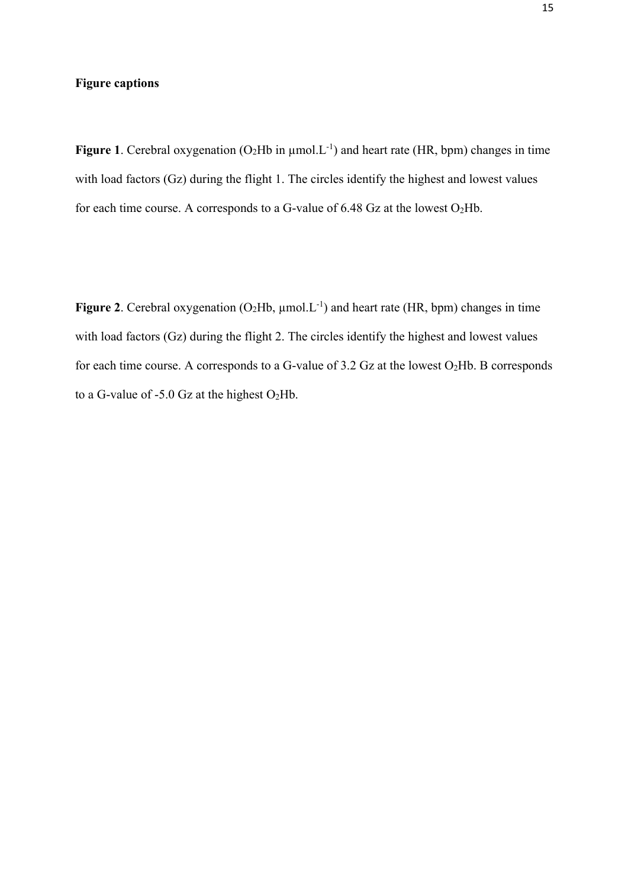**Figure captions**

**Figure 1**. Cerebral oxygenation ($O_2Hb$ in $\mu mol.L^{-1}$) and heart rate (HR, bpm) changes in time with load factors (Gz) during the flight 1. The circles identify the highest and lowest values for each time course. A corresponds to a G-value of 6.48 Gz at the lowest $O_2Hb$.

**Figure 2**. Cerebral oxygenation ($O_2Hb$, $\mu mol.L^{-1}$) and heart rate (HR, bpm) changes in time with load factors (Gz) during the flight 2. The circles identify the highest and lowest values for each time course. A corresponds to a G-value of 3.2 Gz at the lowest $O_2Hb$. B corresponds to a G-value of -5.0 Gz at the highest $O_2Hb$.